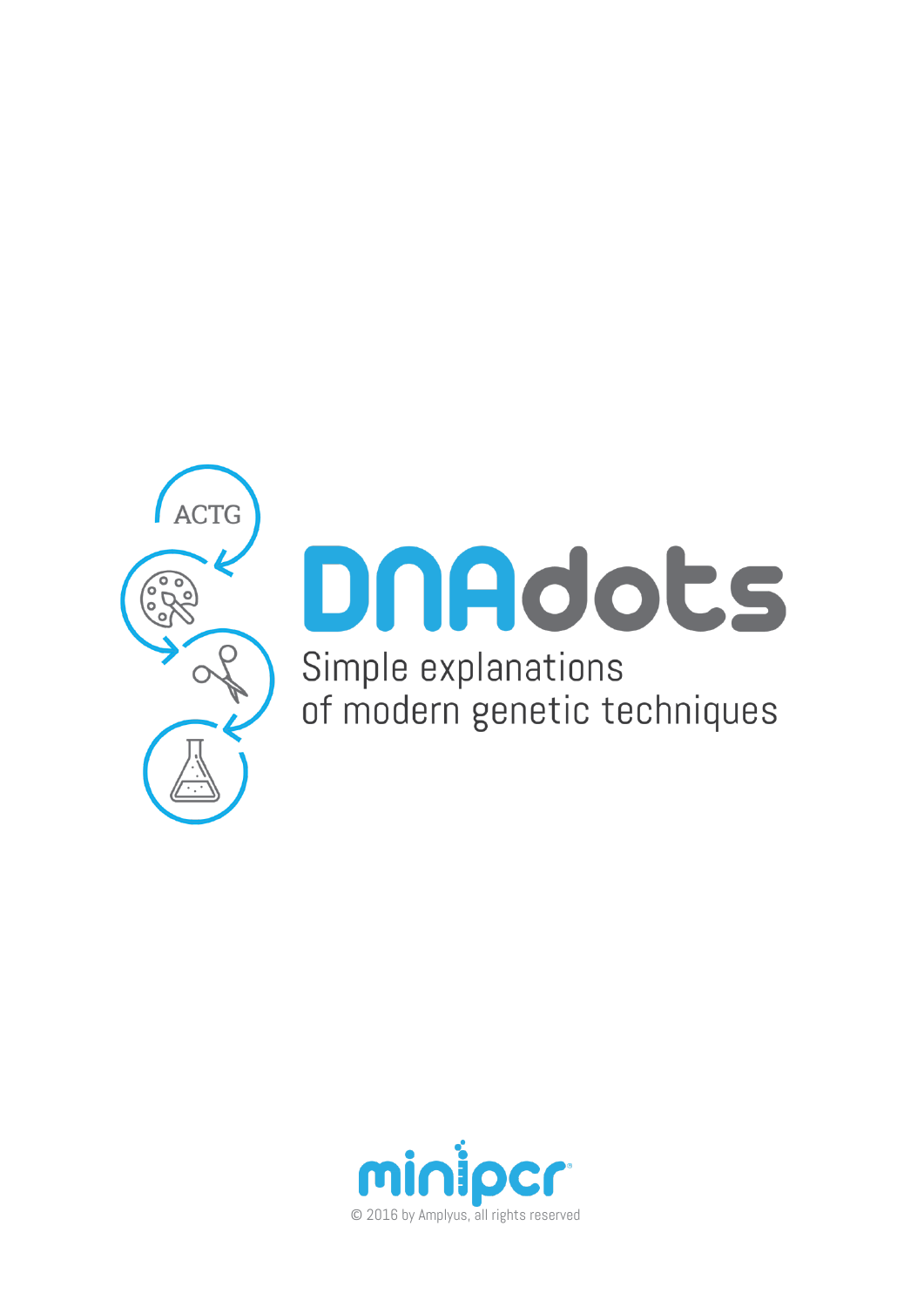ACTG

# DNAdots

Simple explanations of modern genetic techniques

minipcr

© 2016 by Amplyus, all rights reserved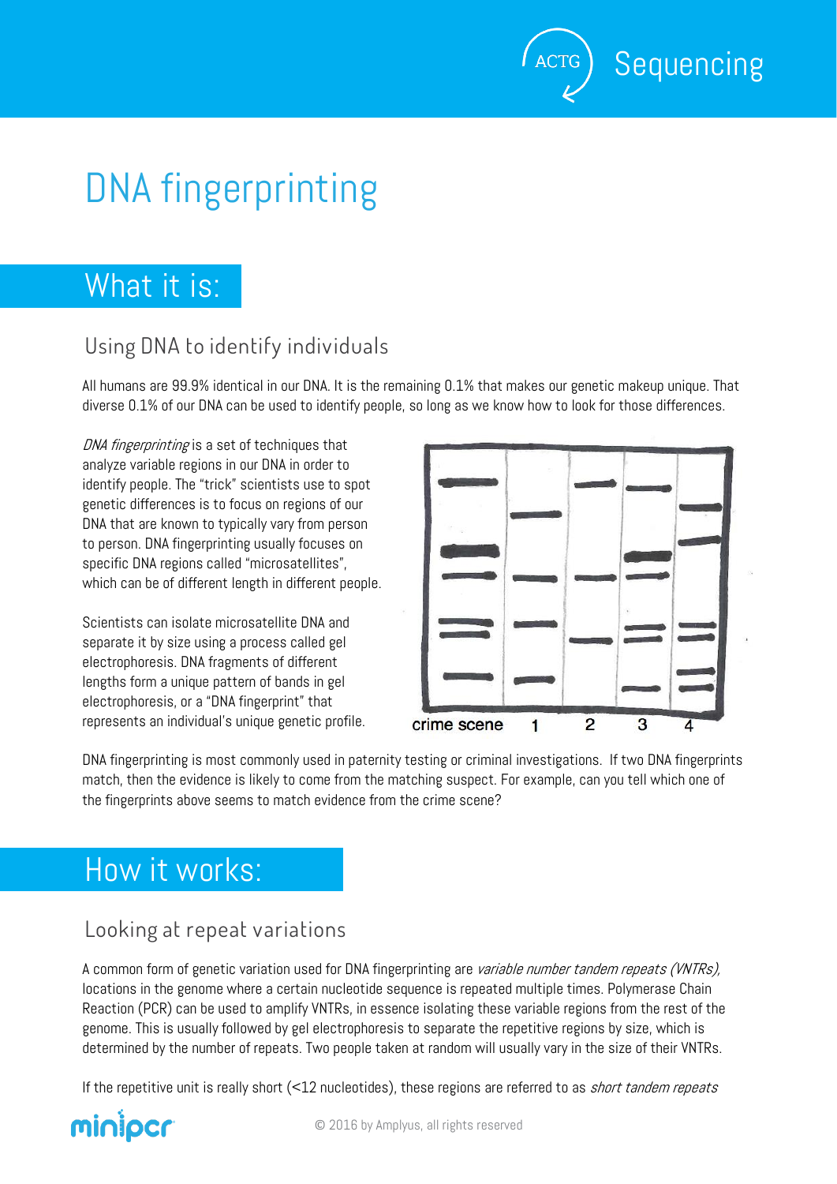# DNA fingerprinting

## What it is:

### Using DNA to identify individuals

All humans are 99.9% identical in our DNA. It is the remaining 0.1% that makes our genetic makeup unique. That diverse 0.1% of our DNA can be used to identify people, so long as we know how to look for those differences.

*DNA fingerprinting* is a set of techniques that analyze variable regions in our DNA in order to identify people. The "trick" scientists use to spot genetic differences is to focus on regions of our DNA that are known to typically vary from person to person. DNA fingerprinting usually focuses on specific DNA regions called "microsatellites", which can be of different length in different people.

Scientists can isolate microsatellite DNA and separate it by size using a process called gel electrophoresis. DNA fragments of different lengths form a unique pattern of bands in gel electrophoresis, or a "DNA fingerprint" that represents an individual's unique genetic profile.

crime scene 1 2 3 4

DNA fingerprinting is most commonly used in paternity testing or criminal investigations. If two DNA fingerprints match, then the evidence is likely to come from the matching suspect. For example, can you tell which one of the fingerprints above seems to match evidence from the crime scene?

## How it works:

### Looking at repeat variations

A common form of genetic variation used for DNA fingerprinting are *variable number tandem repeats (VNTRs),* locations in the genome where a certain nucleotide sequence is repeated multiple times. Polymerase Chain Reaction (PCR) can be used to amplify VNTRs, in essence isolating these variable regions from the rest of the genome. This is usually followed by gel electrophoresis to separate the repetitive regions by size, which is determined by the number of repeats. Two people taken at random will usually vary in the size of their VNTRs.

If the repetitive unit is really short (<12 nucleotides), these regions are referred to as *short tandem repeats*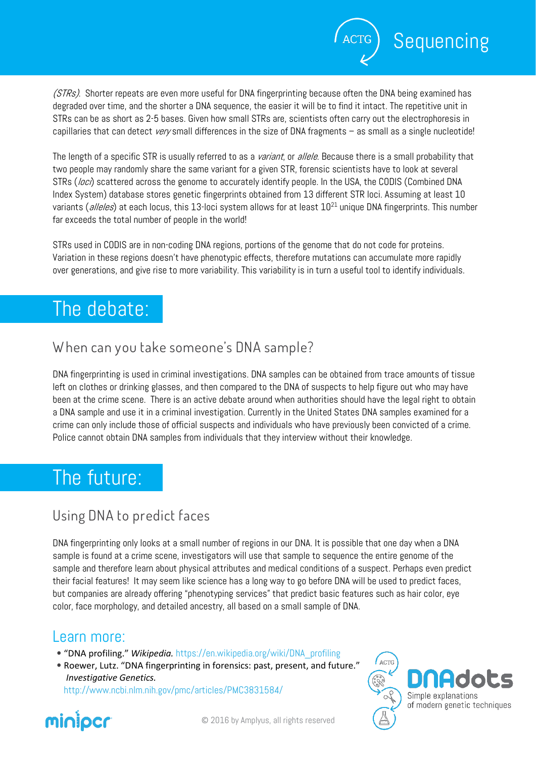*(STRs)*. Shorter repeats are even more useful for DNA fingerprinting because often the DNA being examined has degraded over time, and the shorter a DNA sequence, the easier it will be to find it intact. The repetitive unit in STRs can be as short as 2-5 bases. Given how small STRs are, scientists often carry out the electrophoresis in capillaries that can detect *very* small differences in the size of DNA fragments – as small as a single nucleotide!

The length of a specific STR is usually referred to as a *variant*, or *allele*. Because there is a small probability that two people may randomly share the same variant for a given STR, forensic scientists have to look at several STRs (*loci*) scattered across the genome to accurately identify people. In the USA, the CODIS (Combined DNA Index System) database stores genetic fingerprints obtained from 13 different STR loci. Assuming at least 10 variants (*alleles*) at each locus, this 13-loci system allows for at least $10^{21}$ unique DNA fingerprints. This number far exceeds the total number of people in the world!

STRs used in CODIS are in non-coding DNA regions, portions of the genome that do not code for proteins. Variation in these regions doesn't have phenotypic effects, therefore mutations can accumulate more rapidly over generations, and give rise to more variability. This variability is in turn a useful tool to identify individuals.

# The debate:

## When can you take someone's DNA sample?

DNA fingerprinting is used in criminal investigations. DNA samples can be obtained from trace amounts of tissue left on clothes or drinking glasses, and then compared to the DNA of suspects to help figure out who may have been at the crime scene. There is an active debate around when authorities should have the legal right to obtain a DNA sample and use it in a criminal investigation. Currently in the United States DNA samples examined for a crime can only include those of official suspects and individuals who have previously been convicted of a crime. Police cannot obtain DNA samples from individuals that they interview without their knowledge.

# The future:

## Using DNA to predict faces

DNA fingerprinting only looks at a small number of regions in our DNA. It is possible that one day when a DNA sample is found at a crime scene, investigators will use that sample to sequence the entire genome of the sample and therefore learn about physical attributes and medical conditions of a suspect. Perhaps even predict their facial features! It may seem like science has a long way to go before DNA will be used to predict faces, but companies are already offering "phenotyping services" that predict basic features such as hair color, eye color, face morphology, and detailed ancestry, all based on a small sample of DNA.

## Learn more:

- "DNA profiling." *Wikipedia.* https://en.wikipedia.org/wiki/DNA_profiling
- Roewer, Lutz. "DNA fingerprinting in forensics: past, present, and future." *Investigative Genetics.* http://www.ncbi.nlm.nih.gov/pmc/articles/PMC3831584/

DNAdots
Simple explanations of modern genetic techniques

© 2016 by Amplyus, all rights reserved